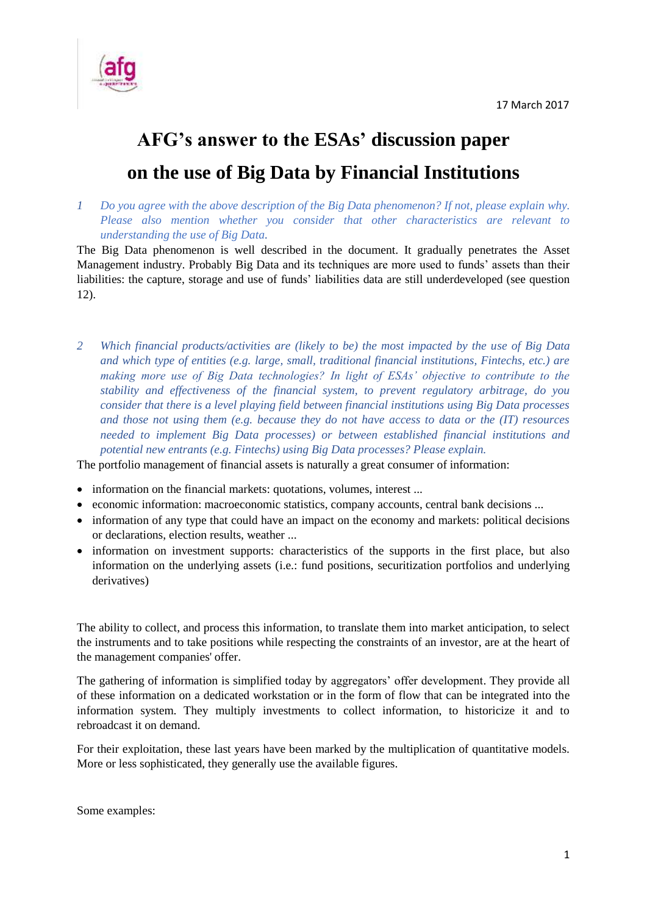17 March 2017

# AFG's answer to the ESAs' discussion paper on the use of Big Data by Financial Institutions

1 *Do you agree with the above description of the Big Data phenomenon? If not, please explain why. Please also mention whether you consider that other characteristics are relevant to understanding the use of Big Data.*

The Big Data phenomenon is well described in the document. It gradually penetrates the Asset Management industry. Probably Big Data and its techniques are more used to funds' assets than their liabilities: the capture, storage and use of funds' liabilities data are still underdeveloped (see question 12).

2 *Which financial products/activities are (likely to be) the most impacted by the use of Big Data and which type of entities (e.g. large, small, traditional financial institutions, Fintechs, etc.) are making more use of Big Data technologies? In light of ESAs' objective to contribute to the stability and effectiveness of the financial system, to prevent regulatory arbitrage, do you consider that there is a level playing field between financial institutions using Big Data processes and those not using them (e.g. because they do not have access to data or the (IT) resources needed to implement Big Data processes) or between established financial institutions and potential new entrants (e.g. Fintechs) using Big Data processes? Please explain.*

The portfolio management of financial assets is naturally a great consumer of information:

- information on the financial markets: quotations, volumes, interest ...
- economic information: macroeconomic statistics, company accounts, central bank decisions ...
- information of any type that could have an impact on the economy and markets: political decisions or declarations, election results, weather ...
- information on investment supports: characteristics of the supports in the first place, but also information on the underlying assets (i.e.: fund positions, securitization portfolios and underlying derivatives)

The ability to collect, and process this information, to translate them into market anticipation, to select the instruments and to take positions while respecting the constraints of an investor, are at the heart of the management companies' offer.

The gathering of information is simplified today by aggregators' offer development. They provide all of these information on a dedicated workstation or in the form of flow that can be integrated into the information system. They multiply investments to collect information, to historicize it and to rebroadcast it on demand.

For their exploitation, these last years have been marked by the multiplication of quantitative models. More or less sophisticated, they generally use the available figures.

Some examples: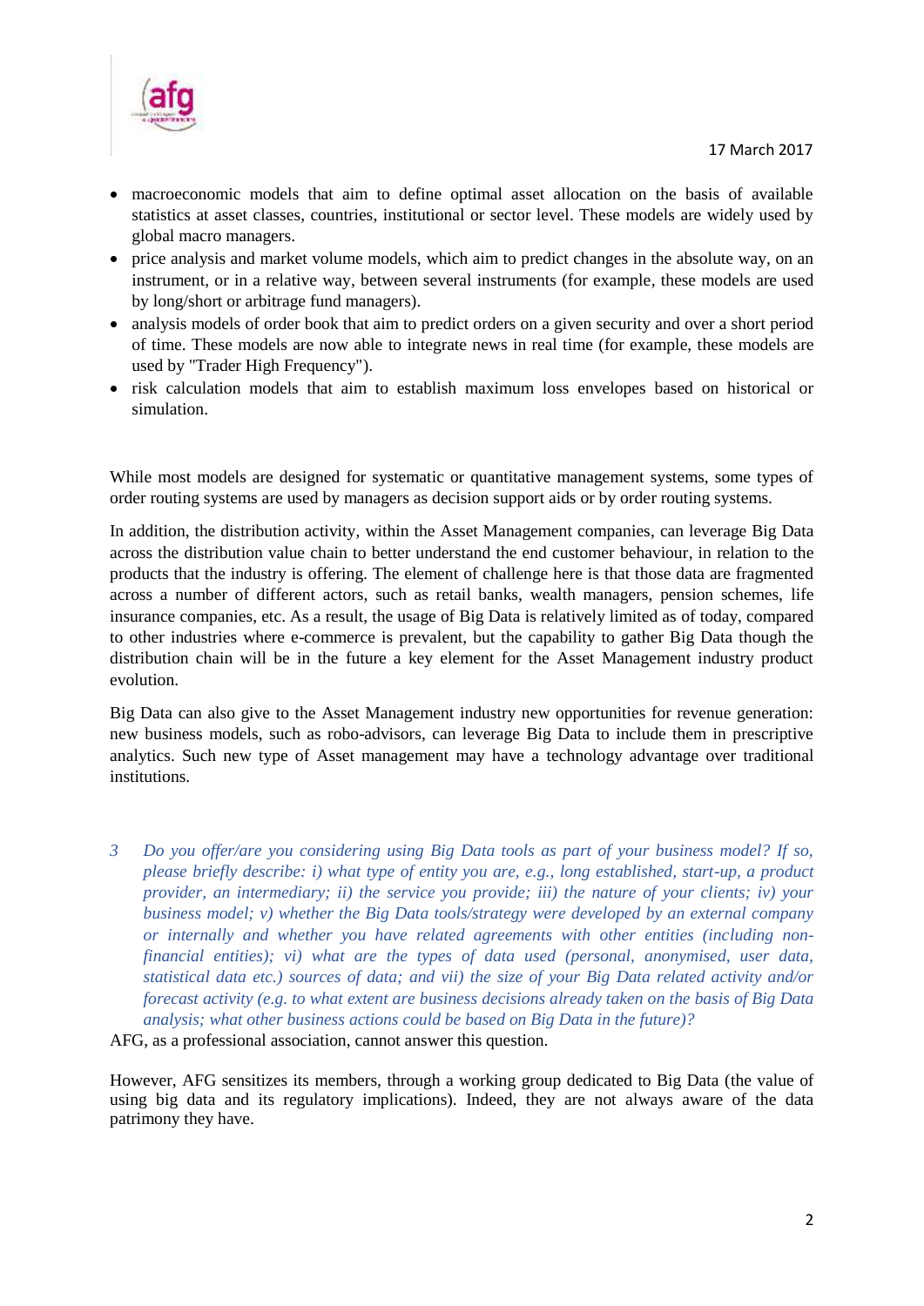- macroeconomic models that aim to define optimal asset allocation on the basis of available statistics at asset classes, countries, institutional or sector level. These models are widely used by global macro managers.
- price analysis and market volume models, which aim to predict changes in the absolute way, on an instrument, or in a relative way, between several instruments (for example, these models are used by long/short or arbitrage fund managers).
- analysis models of order book that aim to predict orders on a given security and over a short period of time. These models are now able to integrate news in real time (for example, these models are used by "Trader High Frequency").
- risk calculation models that aim to establish maximum loss envelopes based on historical or simulation.

While most models are designed for systematic or quantitative management systems, some types of order routing systems are used by managers as decision support aids or by order routing systems.

In addition, the distribution activity, within the Asset Management companies, can leverage Big Data across the distribution value chain to better understand the end customer behaviour, in relation to the products that the industry is offering. The element of challenge here is that those data are fragmented across a number of different actors, such as retail banks, wealth managers, pension schemes, life insurance companies, etc. As a result, the usage of Big Data is relatively limited as of today, compared to other industries where e-commerce is prevalent, but the capability to gather Big Data though the distribution chain will be in the future a key element for the Asset Management industry product evolution.

Big Data can also give to the Asset Management industry new opportunities for revenue generation: new business models, such as robo-advisors, can leverage Big Data to include them in prescriptive analytics. Such new type of Asset management may have a technology advantage over traditional institutions.

3 *Do you offer/are you considering using Big Data tools as part of your business model? If so, please briefly describe: i) what type of entity you are, e.g., long established, start-up, a product provider, an intermediary; ii) the service you provide; iii) the nature of your clients; iv) your business model; v) whether the Big Data tools/strategy were developed by an external company or internally and whether you have related agreements with other entities (including non-financial entities); vi) what are the types of data used (personal, anonymised, user data, statistical data etc.) sources of data; and vii) the size of your Big Data related activity and/or forecast activity (e.g. to what extent are business decisions already taken on the basis of Big Data analysis; what other business actions could be based on Big Data in the future)?*

AFG, as a professional association, cannot answer this question.

However, AFG sensitizes its members, through a working group dedicated to Big Data (the value of using big data and its regulatory implications). Indeed, they are not always aware of the data patrimony they have.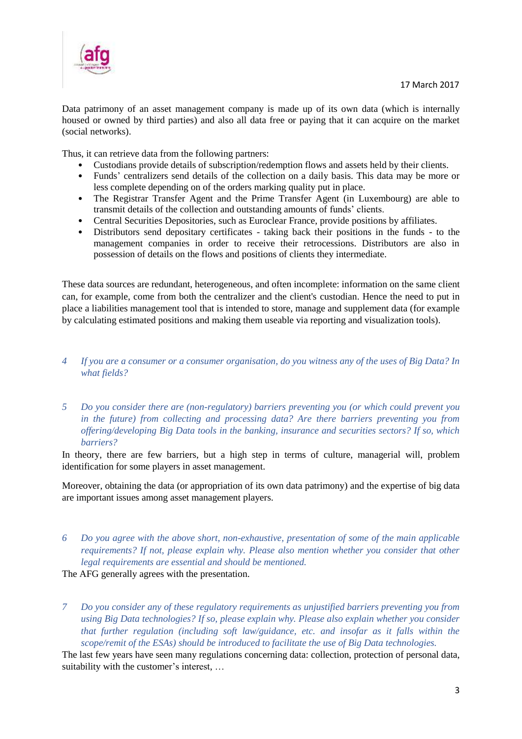17 March 2017

Data patrimony of an asset management company is made up of its own data (which is internally housed or owned by third parties) and also all data free or paying that it can acquire on the market (social networks).

Thus, it can retrieve data from the following partners:

- Custodians provide details of subscription/redemption flows and assets held by their clients.
- Funds' centralizers send details of the collection on a daily basis. This data may be more or less complete depending on of the orders marking quality put in place.
- The Registrar Transfer Agent and the Prime Transfer Agent (in Luxembourg) are able to transmit details of the collection and outstanding amounts of funds' clients.
- Central Securities Depositories, such as Euroclear France, provide positions by affiliates.
- Distributors send depositary certificates - taking back their positions in the funds - to the management companies in order to receive their retrocessions. Distributors are also in possession of details on the flows and positions of clients they intermediate.

These data sources are redundant, heterogeneous, and often incomplete: information on the same client can, for example, come from both the centralizer and the client's custodian. Hence the need to put in place a liabilities management tool that is intended to store, manage and supplement data (for example by calculating estimated positions and making them useable via reporting and visualization tools).

4 *If you are a consumer or a consumer organisation, do you witness any of the uses of Big Data? In what fields?*

5 *Do you consider there are (non-regulatory) barriers preventing you (or which could prevent you in the future) from collecting and processing data? Are there barriers preventing you from offering/developing Big Data tools in the banking, insurance and securities sectors? If so, which barriers?*

In theory, there are few barriers, but a high step in terms of culture, managerial will, problem identification for some players in asset management.

Moreover, obtaining the data (or appropriation of its own data patrimony) and the expertise of big data are important issues among asset management players.

6 *Do you agree with the above short, non-exhaustive, presentation of some of the main applicable requirements? If not, please explain why. Please also mention whether you consider that other legal requirements are essential and should be mentioned.*

The AFG generally agrees with the presentation.

7 *Do you consider any of these regulatory requirements as unjustified barriers preventing you from using Big Data technologies? If so, please explain why. Please also explain whether you consider that further regulation (including soft law/guidance, etc. and insofar as it falls within the scope/remit of the ESAs) should be introduced to facilitate the use of Big Data technologies.*

The last few years have seen many regulations concerning data: collection, protection of personal data, suitability with the customer's interest, …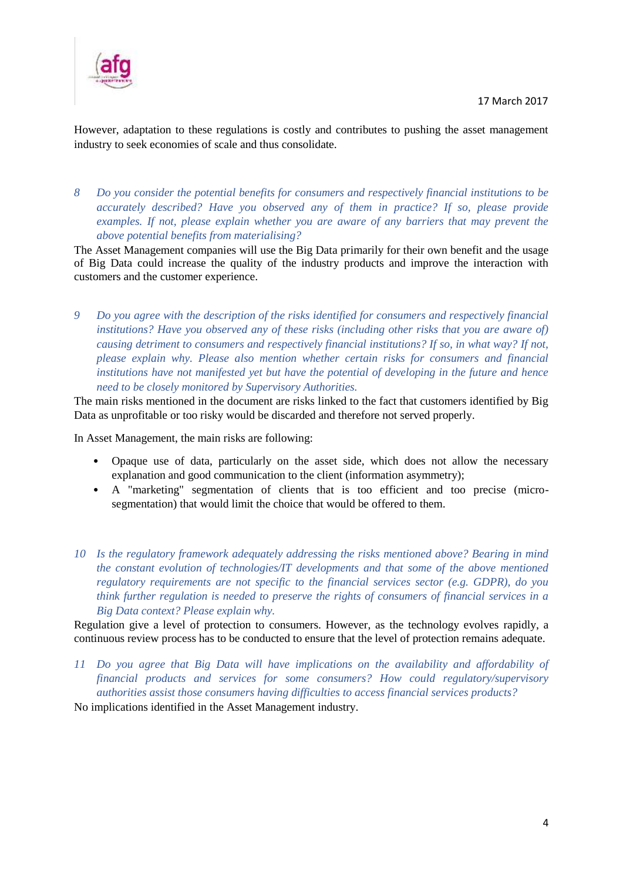However, adaptation to these regulations is costly and contributes to pushing the asset management industry to seek economies of scale and thus consolidate.

8 *Do you consider the potential benefits for consumers and respectively financial institutions to be accurately described? Have you observed any of them in practice? If so, please provide examples. If not, please explain whether you are aware of any barriers that may prevent the above potential benefits from materialising?*

The Asset Management companies will use the Big Data primarily for their own benefit and the usage of Big Data could increase the quality of the industry products and improve the interaction with customers and the customer experience.

9 *Do you agree with the description of the risks identified for consumers and respectively financial institutions? Have you observed any of these risks (including other risks that you are aware of) causing detriment to consumers and respectively financial institutions? If so, in what way? If not, please explain why. Please also mention whether certain risks for consumers and financial institutions have not manifested yet but have the potential of developing in the future and hence need to be closely monitored by Supervisory Authorities.*

The main risks mentioned in the document are risks linked to the fact that customers identified by Big Data as unprofitable or too risky would be discarded and therefore not served properly.

In Asset Management, the main risks are following:

- Opaque use of data, particularly on the asset side, which does not allow the necessary explanation and good communication to the client (information asymmetry);
- A "marketing" segmentation of clients that is too efficient and too precise (micro-segmentation) that would limit the choice that would be offered to them.

10 *Is the regulatory framework adequately addressing the risks mentioned above? Bearing in mind the constant evolution of technologies/IT developments and that some of the above mentioned regulatory requirements are not specific to the financial services sector (e.g. GDPR), do you think further regulation is needed to preserve the rights of consumers of financial services in a Big Data context? Please explain why.*

Regulation give a level of protection to consumers. However, as the technology evolves rapidly, a continuous review process has to be conducted to ensure that the level of protection remains adequate.

11 *Do you agree that Big Data will have implications on the availability and affordability of financial products and services for some consumers? How could regulatory/supervisory authorities assist those consumers having difficulties to access financial services products?*

No implications identified in the Asset Management industry.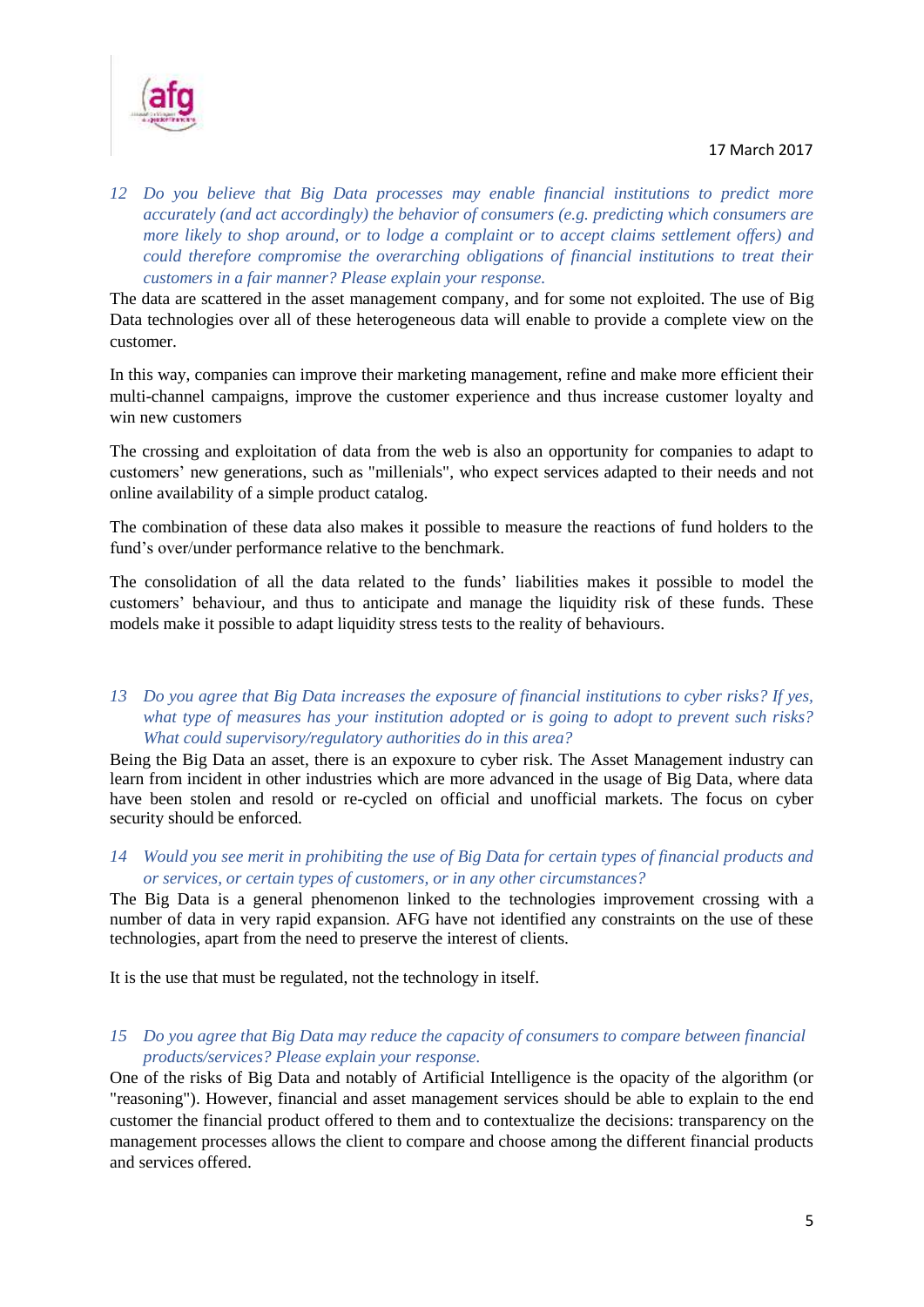*12 Do you believe that Big Data processes may enable financial institutions to predict more accurately (and act accordingly) the behavior of consumers (e.g. predicting which consumers are more likely to shop around, or to lodge a complaint or to accept claims settlement offers) and could therefore compromise the overarching obligations of financial institutions to treat their customers in a fair manner? Please explain your response.*

The data are scattered in the asset management company, and for some not exploited. The use of Big Data technologies over all of these heterogeneous data will enable to provide a complete view on the customer.

In this way, companies can improve their marketing management, refine and make more efficient their multi-channel campaigns, improve the customer experience and thus increase customer loyalty and win new customers

The crossing and exploitation of data from the web is also an opportunity for companies to adapt to customers' new generations, such as "millenials", who expect services adapted to their needs and not online availability of a simple product catalog.

The combination of these data also makes it possible to measure the reactions of fund holders to the fund's over/under performance relative to the benchmark.

The consolidation of all the data related to the funds' liabilities makes it possible to model the customers' behaviour, and thus to anticipate and manage the liquidity risk of these funds. These models make it possible to adapt liquidity stress tests to the reality of behaviours.

*13 Do you agree that Big Data increases the exposure of financial institutions to cyber risks? If yes, what type of measures has your institution adopted or is going to adopt to prevent such risks? What could supervisory/regulatory authorities do in this area?*

Being the Big Data an asset, there is an expoxure to cyber risk. The Asset Management industry can learn from incident in other industries which are more advanced in the usage of Big Data, where data have been stolen and resold or re-cycled on official and unofficial markets. The focus on cyber security should be enforced.

*14 Would you see merit in prohibiting the use of Big Data for certain types of financial products and or services, or certain types of customers, or in any other circumstances?*

The Big Data is a general phenomenon linked to the technologies improvement crossing with a number of data in very rapid expansion. AFG have not identified any constraints on the use of these technologies, apart from the need to preserve the interest of clients.

It is the use that must be regulated, not the technology in itself.

*15 Do you agree that Big Data may reduce the capacity of consumers to compare between financial products/services? Please explain your response.*

One of the risks of Big Data and notably of Artificial Intelligence is the opacity of the algorithm (or "reasoning"). However, financial and asset management services should be able to explain to the end customer the financial product offered to them and to contextualize the decisions: transparency on the management processes allows the client to compare and choose among the different financial products and services offered.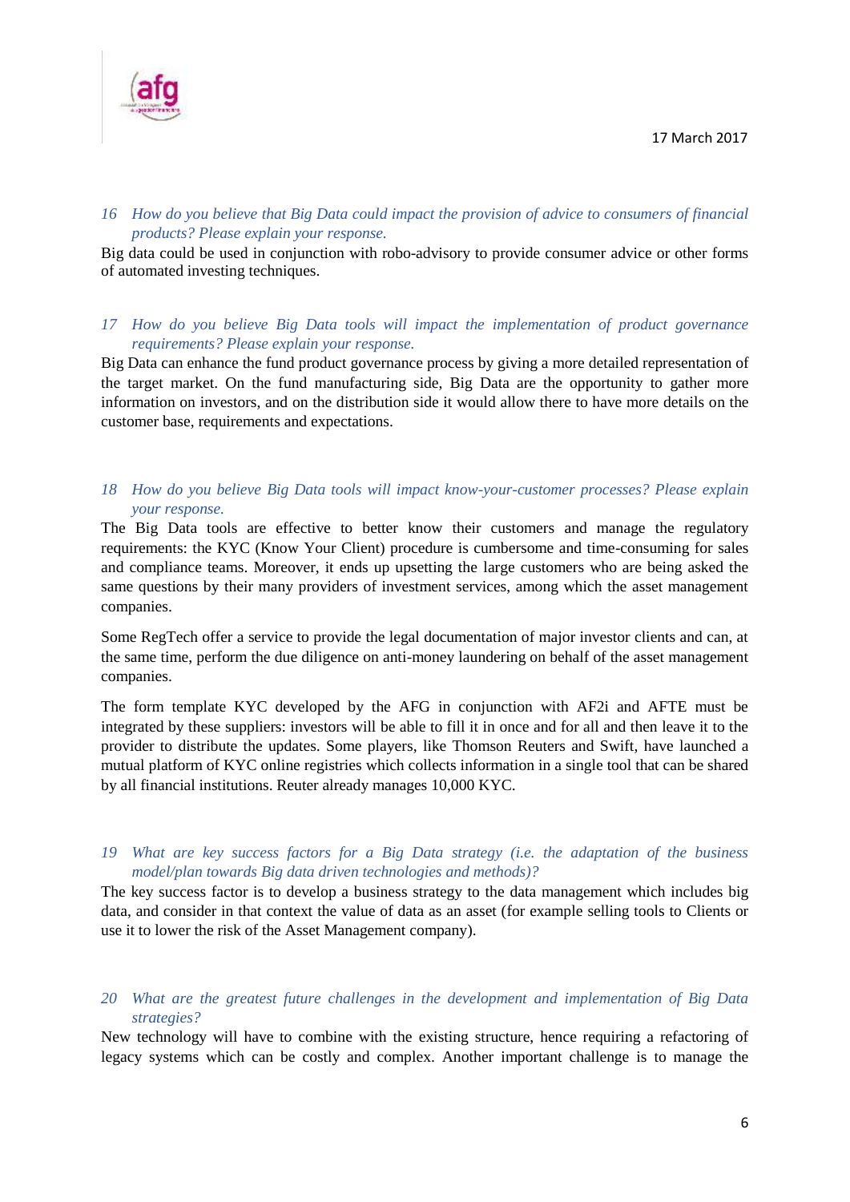*16 How do you believe that Big Data could impact the provision of advice to consumers of financial products? Please explain your response.*

Big data could be used in conjunction with robo-advisory to provide consumer advice or other forms of automated investing techniques.

*17 How do you believe Big Data tools will impact the implementation of product governance requirements? Please explain your response.*

Big Data can enhance the fund product governance process by giving a more detailed representation of the target market. On the fund manufacturing side, Big Data are the opportunity to gather more information on investors, and on the distribution side it would allow there to have more details on the customer base, requirements and expectations.

*18 How do you believe Big Data tools will impact know-your-customer processes? Please explain your response.*

The Big Data tools are effective to better know their customers and manage the regulatory requirements: the KYC (Know Your Client) procedure is cumbersome and time-consuming for sales and compliance teams. Moreover, it ends up upsetting the large customers who are being asked the same questions by their many providers of investment services, among which the asset management companies.

Some RegTech offer a service to provide the legal documentation of major investor clients and can, at the same time, perform the due diligence on anti-money laundering on behalf of the asset management companies.

The form template KYC developed by the AFG in conjunction with AF2i and AFTE must be integrated by these suppliers: investors will be able to fill it in once and for all and then leave it to the provider to distribute the updates. Some players, like Thomson Reuters and Swift, have launched a mutual platform of KYC online registries which collects information in a single tool that can be shared by all financial institutions. Reuter already manages 10,000 KYC.

*19 What are key success factors for a Big Data strategy (i.e. the adaptation of the business model/plan towards Big data driven technologies and methods)?*

The key success factor is to develop a business strategy to the data management which includes big data, and consider in that context the value of data as an asset (for example selling tools to Clients or use it to lower the risk of the Asset Management company).

*20 What are the greatest future challenges in the development and implementation of Big Data strategies?*

New technology will have to combine with the existing structure, hence requiring a refactoring of legacy systems which can be costly and complex. Another important challenge is to manage the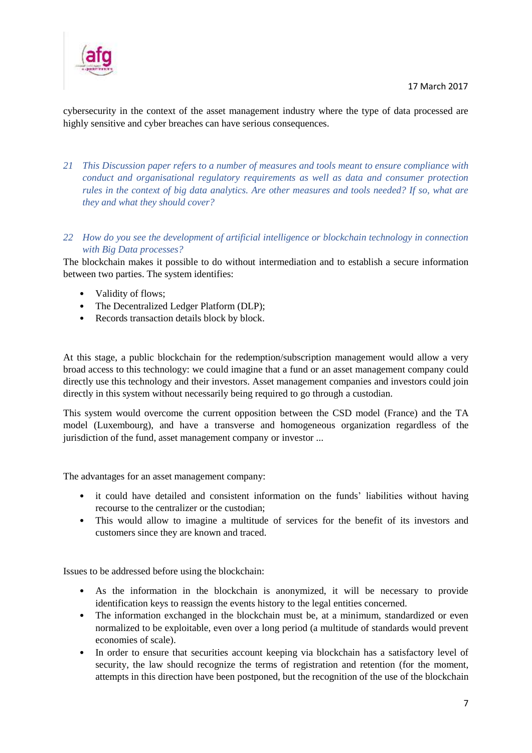cybersecurity in the context of the asset management industry where the type of data processed are highly sensitive and cyber breaches can have serious consequences.

*21 This Discussion paper refers to a number of measures and tools meant to ensure compliance with conduct and organisational regulatory requirements as well as data and consumer protection rules in the context of big data analytics. Are other measures and tools needed? If so, what are they and what they should cover?*

*22 How do you see the development of artificial intelligence or blockchain technology in connection with Big Data processes?*

The blockchain makes it possible to do without intermediation and to establish a secure information between two parties. The system identifies:

- Validity of flows;
- The Decentralized Ledger Platform (DLP);
- Records transaction details block by block.

At this stage, a public blockchain for the redemption/subscription management would allow a very broad access to this technology: we could imagine that a fund or an asset management company could directly use this technology and their investors. Asset management companies and investors could join directly in this system without necessarily being required to go through a custodian.

This system would overcome the current opposition between the CSD model (France) and the TA model (Luxembourg), and have a transverse and homogeneous organization regardless of the jurisdiction of the fund, asset management company or investor ...

The advantages for an asset management company:

- it could have detailed and consistent information on the funds' liabilities without having recourse to the centralizer or the custodian;
- This would allow to imagine a multitude of services for the benefit of its investors and customers since they are known and traced.

Issues to be addressed before using the blockchain:

- As the information in the blockchain is anonymized, it will be necessary to provide identification keys to reassign the events history to the legal entities concerned.
- The information exchanged in the blockchain must be, at a minimum, standardized or even normalized to be exploitable, even over a long period (a multitude of standards would prevent economies of scale).
- In order to ensure that securities account keeping via blockchain has a satisfactory level of security, the law should recognize the terms of registration and retention (for the moment, attempts in this direction have been postponed, but the recognition of the use of the blockchain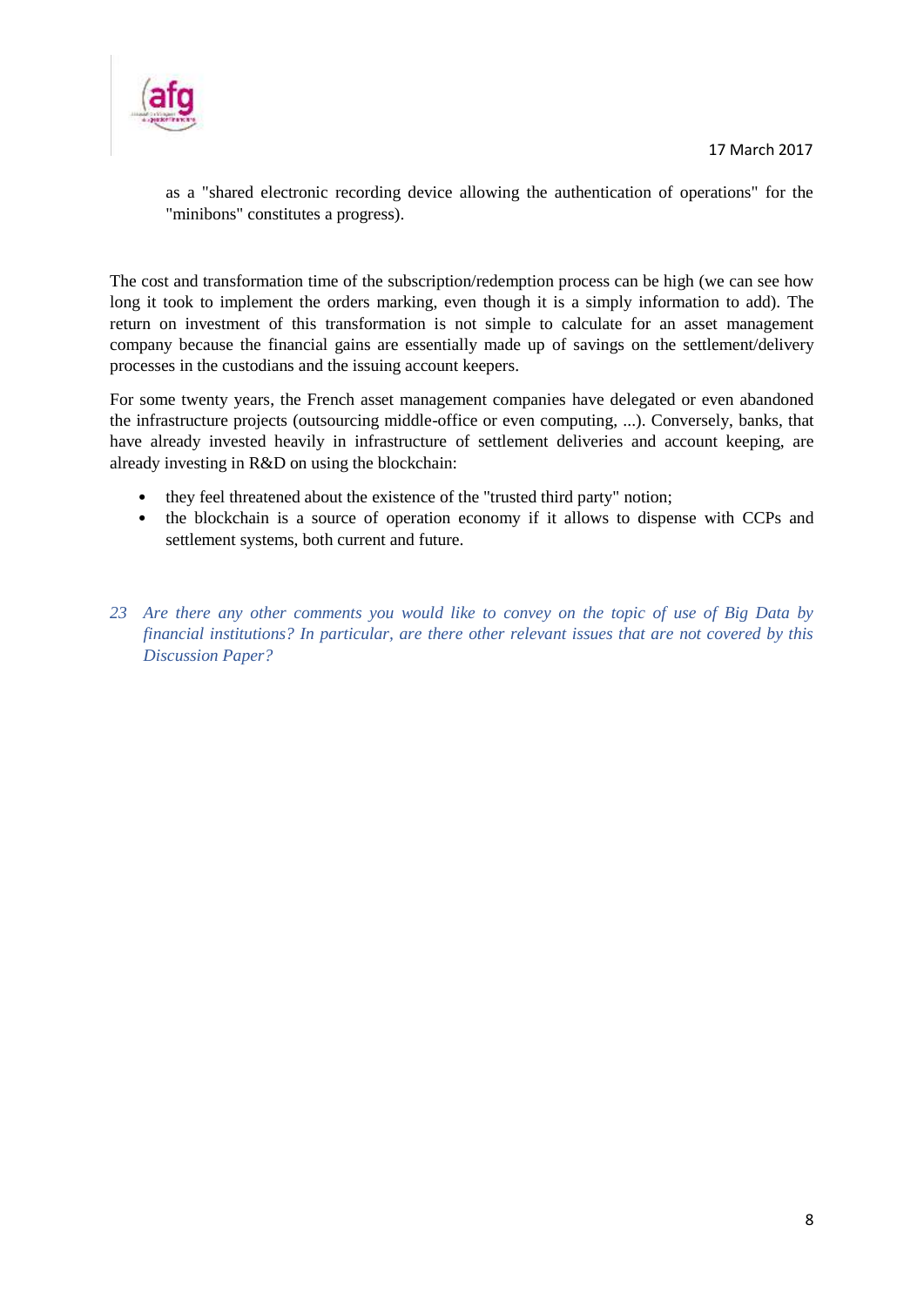as a "shared electronic recording device allowing the authentication of operations" for the "minibons" constitutes a progress).

The cost and transformation time of the subscription/redemption process can be high (we can see how long it took to implement the orders marking, even though it is a simply information to add). The return on investment of this transformation is not simple to calculate for an asset management company because the financial gains are essentially made up of savings on the settlement/delivery processes in the custodians and the issuing account keepers.

For some twenty years, the French asset management companies have delegated or even abandoned the infrastructure projects (outsourcing middle-office or even computing, ...). Conversely, banks, that have already invested heavily in infrastructure of settlement deliveries and account keeping, are already investing in R&D on using the blockchain:

- they feel threatened about the existence of the "trusted third party" notion;
- the blockchain is a source of operation economy if it allows to dispense with CCPs and settlement systems, both current and future.

*23 Are there any other comments you would like to convey on the topic of use of Big Data by financial institutions? In particular, are there other relevant issues that are not covered by this Discussion Paper?*